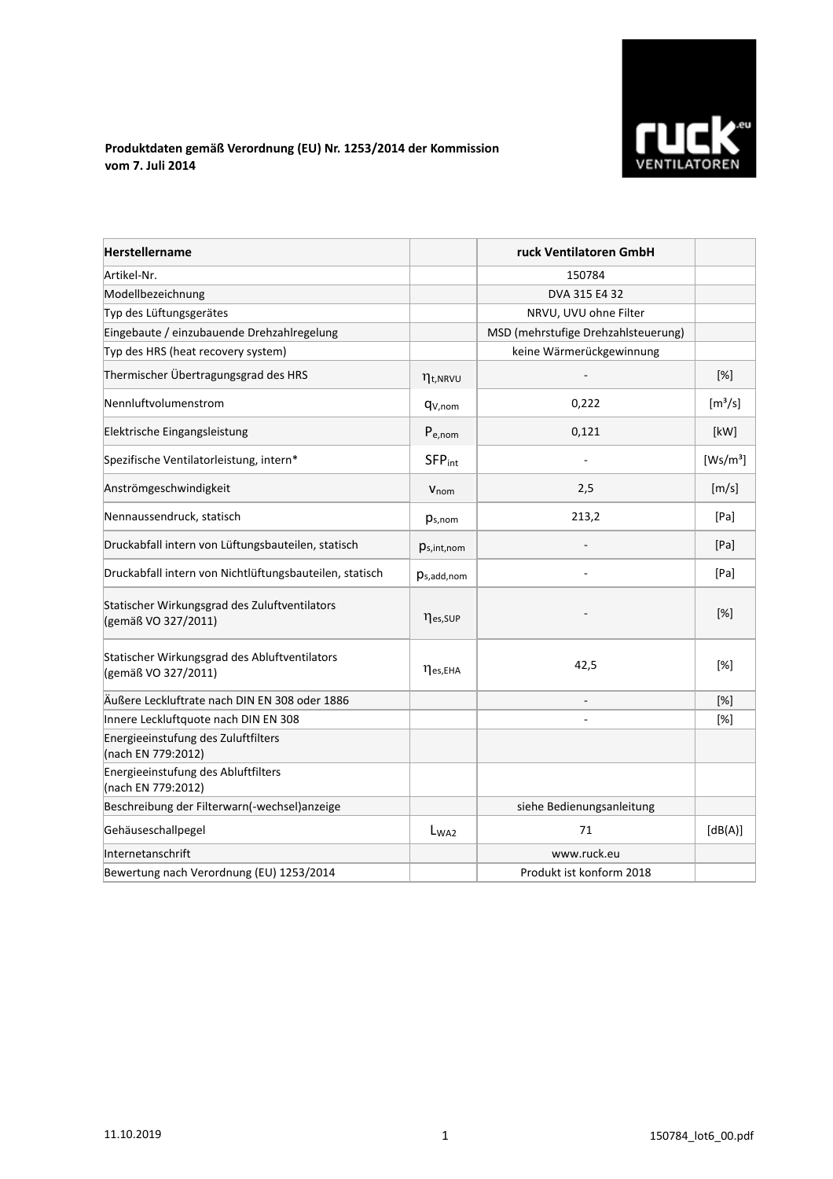**Produktdaten gemäß Verordnung (EU) Nr. 1253/2014 der Kommission vom 7. Juli 2014**

| Herstellername | | ruck Ventilatoren GmbH | |
|---|---|---|---|
| Artikel-Nr. | | 150784 | |
| Modellbezeichnung | | DVA 315 E4 32 | |
| Typ des Lüftungsgerätes | | NRVU, UVU ohne Filter | |
| Eingebaute / einzubauende Drehzahlregelung | | MSD (mehrstufige Drehzahlsteuerung) | |
| Typ des HRS (heat recovery system) | | keine Wärmerückgewinnung | |
| Thermischer Übertragungsgrad des HRS | $\eta_{t,NRVU}$ | - | [%] |
| Nennluftvolumenstrom | $q_{V,nom}$ | 0,222 | [m³/s] |
| Elektrische Eingangsleistung | $P_{e,nom}$ | 0,121 | [kW] |
| Spezifische Ventilatorleistung, intern* | $SFP_{int}$ | - | [Ws/m³] |
| Anströmgeschwindigkeit | $v_{nom}$ | 2,5 | [m/s] |
| Nennaussendruck, statisch | $p_{s,nom}$ | 213,2 | [Pa] |
| Druckabfall intern von Lüftungsbauteilen, statisch | $p_{s,int,nom}$ | - | [Pa] |
| Druckabfall intern von Nichtlüftungsbauteilen, statisch | $p_{s,add,nom}$ | - | [Pa] |
| Statischer Wirkungsgrad des Zuluftventilators (gemäß VO 327/2011) | $\eta_{es,SUP}$ | - | [%] |
| Statischer Wirkungsgrad des Abluftventilators (gemäß VO 327/2011) | $\eta_{es,EHA}$ | 42,5 | [%] |
| Äußere Leckluftrate nach DIN EN 308 oder 1886 | | - | [%] |
| Innere Leckluftquote nach DIN EN 308 | | - | [%] |
| Energieeinstufung des Zuluftfilters (nach EN 779:2012) | | | |
| Energieeinstufung des Abluftfilters (nach EN 779:2012) | | | |
| Beschreibung der Filterwarn(-wechsel)anzeige | | siehe Bedienungsanleitung | |
| Gehäuseschallpegel | $L_{WA2}$ | 71 | [dB(A)] |
| Internetanschrift | | www.ruck.eu | |
| Bewertung nach Verordnung (EU) 1253/2014 | | Produkt ist konform 2018 | |

11.10.2019 | 150784_lot6_00.pdf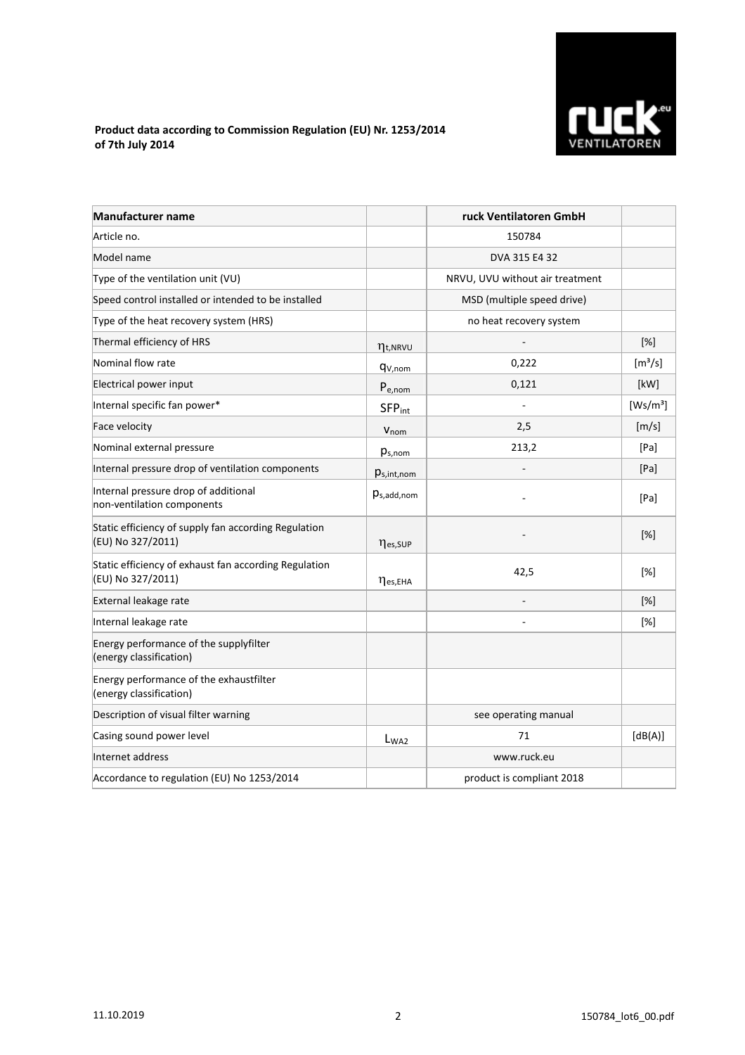**Product data according to Commission Regulation (EU) Nr. 1253/2014 of 7th July 2014**

| Manufacturer name | | ruck Ventilatoren GmbH | |
|---|---|---|---|
| Article no. | | 150784 | |
| Model name | | DVA 315 E4 32 | |
| Type of the ventilation unit (VU) | | NRVU, UVU without air treatment | |
| Speed control installed or intended to be installed | | MSD (multiple speed drive) | |
| Type of the heat recovery system (HRS) | | no heat recovery system | |
| Thermal efficiency of HRS | $\eta_{t,NRVU}$ | - | [%] |
| Nominal flow rate | $q_{V,nom}$ | 0,222 | [m³/s] |
| Electrical power input | $P_{e,nom}$ | 0,121 | [kW] |
| Internal specific fan power* | $SFP_{int}$ | - | [Ws/m³] |
| Face velocity | $v_{nom}$ | 2,5 | [m/s] |
| Nominal external pressure | $p_{s,nom}$ | 213,2 | [Pa] |
| Internal pressure drop of ventilation components | $p_{s,int,nom}$ | - | [Pa] |
| Internal pressure drop of additional non-ventilation components | $p_{s,add,nom}$ | - | [Pa] |
| Static efficiency of supply fan according Regulation (EU) No 327/2011) | $\eta_{es,SUP}$ | - | [%] |
| Static efficiency of exhaust fan according Regulation (EU) No 327/2011) | $\eta_{es,EHA}$ | 42,5 | [%] |
| External leakage rate | | - | [%] |
| Internal leakage rate | | - | [%] |
| Energy performance of the supplyfilter (energy classification) | | | |
| Energy performance of the exhaustfilter (energy classification) | | | |
| Description of visual filter warning | | see operating manual | |
| Casing sound power level | $L_{WA2}$ | 71 | [dB(A)] |
| Internet address | | www.ruck.eu | |
| Accordance to regulation (EU) No 1253/2014 | | product is compliant 2018 | |

11.10.2019 150784_lot6_00.pdf